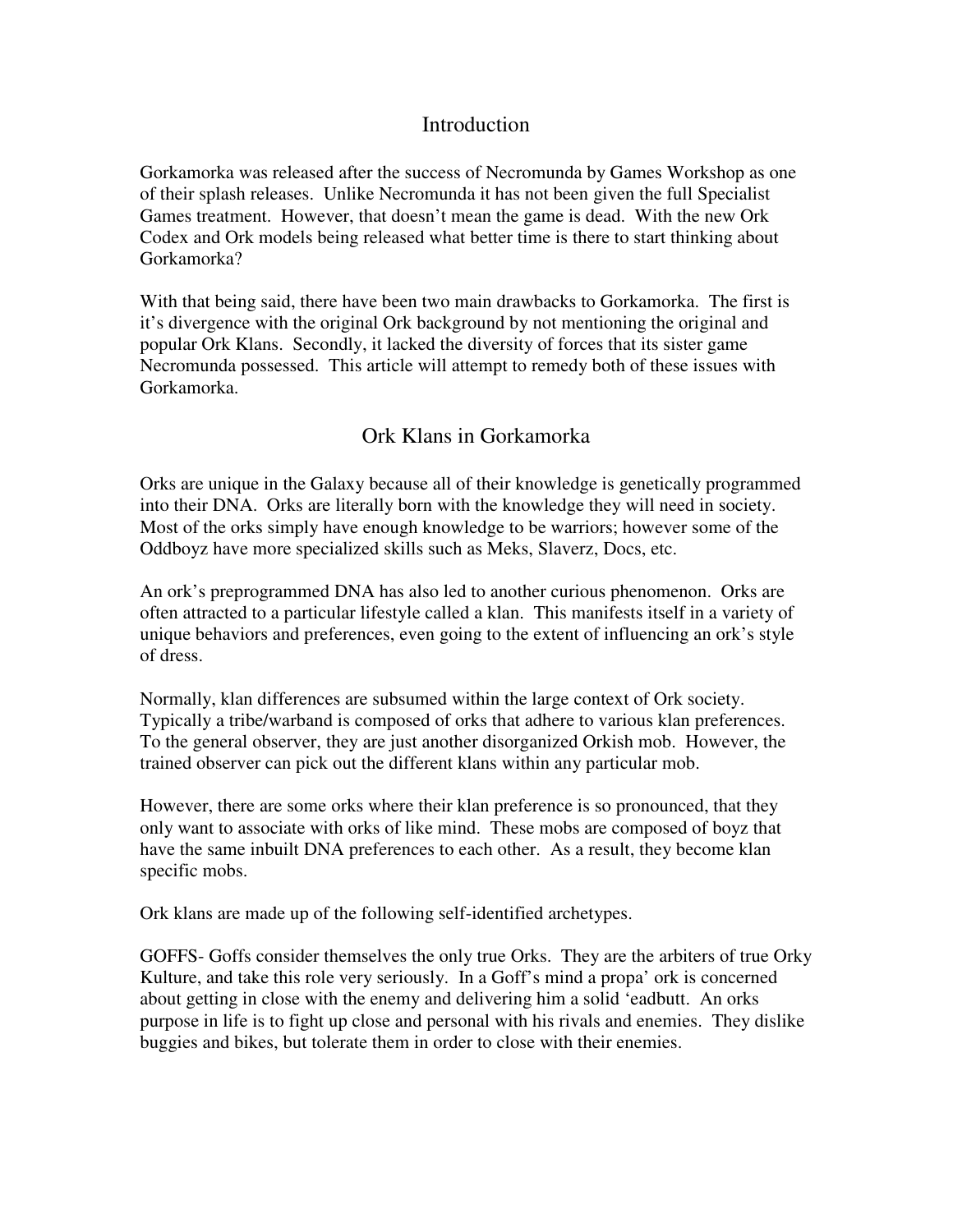## Introduction

Gorkamorka was released after the success of Necromunda by Games Workshop as one of their splash releases. Unlike Necromunda it has not been given the full Specialist Games treatment. However, that doesn't mean the game is dead. With the new Ork Codex and Ork models being released what better time is there to start thinking about Gorkamorka?

With that being said, there have been two main drawbacks to Gorkamorka. The first is it's divergence with the original Ork background by not mentioning the original and popular Ork Klans. Secondly, it lacked the diversity of forces that its sister game Necromunda possessed. This article will attempt to remedy both of these issues with Gorkamorka.

## Ork Klans in Gorkamorka

Orks are unique in the Galaxy because all of their knowledge is genetically programmed into their DNA. Orks are literally born with the knowledge they will need in society. Most of the orks simply have enough knowledge to be warriors; however some of the Oddboyz have more specialized skills such as Meks, Slaverz, Docs, etc.

An ork's preprogrammed DNA has also led to another curious phenomenon. Orks are often attracted to a particular lifestyle called a klan. This manifests itself in a variety of unique behaviors and preferences, even going to the extent of influencing an ork's style of dress.

Normally, klan differences are subsumed within the large context of Ork society. Typically a tribe/warband is composed of orks that adhere to various klan preferences. To the general observer, they are just another disorganized Orkish mob. However, the trained observer can pick out the different klans within any particular mob.

However, there are some orks where their klan preference is so pronounced, that they only want to associate with orks of like mind. These mobs are composed of boyz that have the same inbuilt DNA preferences to each other. As a result, they become klan specific mobs.

Ork klans are made up of the following self-identified archetypes.

GOFFS- Goffs consider themselves the only true Orks. They are the arbiters of true Orky Kulture, and take this role very seriously. In a Goff's mind a propa' ork is concerned about getting in close with the enemy and delivering him a solid 'eadbutt. An orks purpose in life is to fight up close and personal with his rivals and enemies. They dislike buggies and bikes, but tolerate them in order to close with their enemies.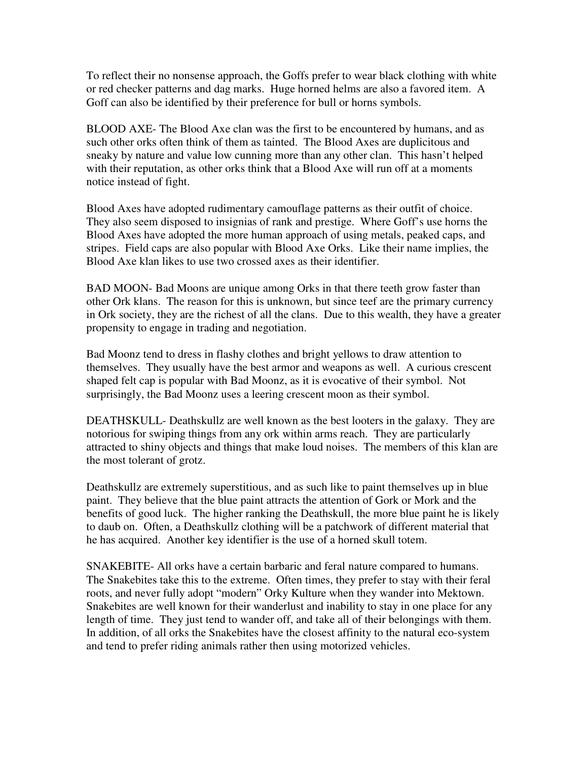To reflect their no nonsense approach, the Goffs prefer to wear black clothing with white or red checker patterns and dag marks. Huge horned helms are also a favored item. A Goff can also be identified by their preference for bull or horns symbols.

BLOOD AXE- The Blood Axe clan was the first to be encountered by humans, and as such other orks often think of them as tainted. The Blood Axes are duplicitous and sneaky by nature and value low cunning more than any other clan. This hasn't helped with their reputation, as other orks think that a Blood Axe will run off at a moments notice instead of fight.

Blood Axes have adopted rudimentary camouflage patterns as their outfit of choice. They also seem disposed to insignias of rank and prestige. Where Goff's use horns the Blood Axes have adopted the more human approach of using metals, peaked caps, and stripes. Field caps are also popular with Blood Axe Orks. Like their name implies, the Blood Axe klan likes to use two crossed axes as their identifier.

BAD MOON- Bad Moons are unique among Orks in that there teeth grow faster than other Ork klans. The reason for this is unknown, but since teef are the primary currency in Ork society, they are the richest of all the clans. Due to this wealth, they have a greater propensity to engage in trading and negotiation.

Bad Moonz tend to dress in flashy clothes and bright yellows to draw attention to themselves. They usually have the best armor and weapons as well. A curious crescent shaped felt cap is popular with Bad Moonz, as it is evocative of their symbol. Not surprisingly, the Bad Moonz uses a leering crescent moon as their symbol.

DEATHSKULL- Deathskullz are well known as the best looters in the galaxy. They are notorious for swiping things from any ork within arms reach. They are particularly attracted to shiny objects and things that make loud noises. The members of this klan are the most tolerant of grotz.

Deathskullz are extremely superstitious, and as such like to paint themselves up in blue paint. They believe that the blue paint attracts the attention of Gork or Mork and the benefits of good luck. The higher ranking the Deathskull, the more blue paint he is likely to daub on. Often, a Deathskullz clothing will be a patchwork of different material that he has acquired. Another key identifier is the use of a horned skull totem.

SNAKEBITE- All orks have a certain barbaric and feral nature compared to humans. The Snakebites take this to the extreme. Often times, they prefer to stay with their feral roots, and never fully adopt "modern" Orky Kulture when they wander into Mektown. Snakebites are well known for their wanderlust and inability to stay in one place for any length of time. They just tend to wander off, and take all of their belongings with them. In addition, of all orks the Snakebites have the closest affinity to the natural eco-system and tend to prefer riding animals rather then using motorized vehicles.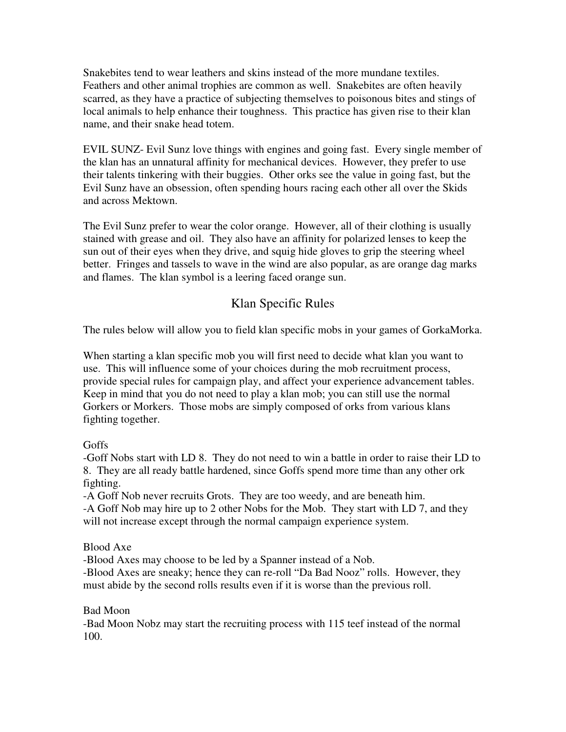Snakebites tend to wear leathers and skins instead of the more mundane textiles. Feathers and other animal trophies are common as well. Snakebites are often heavily scarred, as they have a practice of subjecting themselves to poisonous bites and stings of local animals to help enhance their toughness. This practice has given rise to their klan name, and their snake head totem.

EVIL SUNZ- Evil Sunz love things with engines and going fast. Every single member of the klan has an unnatural affinity for mechanical devices. However, they prefer to use their talents tinkering with their buggies. Other orks see the value in going fast, but the Evil Sunz have an obsession, often spending hours racing each other all over the Skids and across Mektown.

The Evil Sunz prefer to wear the color orange. However, all of their clothing is usually stained with grease and oil. They also have an affinity for polarized lenses to keep the sun out of their eyes when they drive, and squig hide gloves to grip the steering wheel better. Fringes and tassels to wave in the wind are also popular, as are orange dag marks and flames. The klan symbol is a leering faced orange sun.

## Klan Specific Rules

The rules below will allow you to field klan specific mobs in your games of GorkaMorka.

When starting a klan specific mob you will first need to decide what klan you want to use. This will influence some of your choices during the mob recruitment process, provide special rules for campaign play, and affect your experience advancement tables. Keep in mind that you do not need to play a klan mob; you can still use the normal Gorkers or Morkers. Those mobs are simply composed of orks from various klans fighting together.

Goffs

-Goff Nobs start with LD 8. They do not need to win a battle in order to raise their LD to 8. They are all ready battle hardened, since Goffs spend more time than any other ork fighting.
-A Goff Nob never recruits Grots. They are too weedy, and are beneath him.
-A Goff Nob may hire up to 2 other Nobs for the Mob. They start with LD 7, and they will not increase except through the normal campaign experience system.

Blood Axe

-Blood Axes may choose to be led by a Spanner instead of a Nob.
-Blood Axes are sneaky; hence they can re-roll "Da Bad Nooz" rolls. However, they must abide by the second rolls results even if it is worse than the previous roll.

Bad Moon

-Bad Moon Nobz may start the recruiting process with 115 teef instead of the normal 100.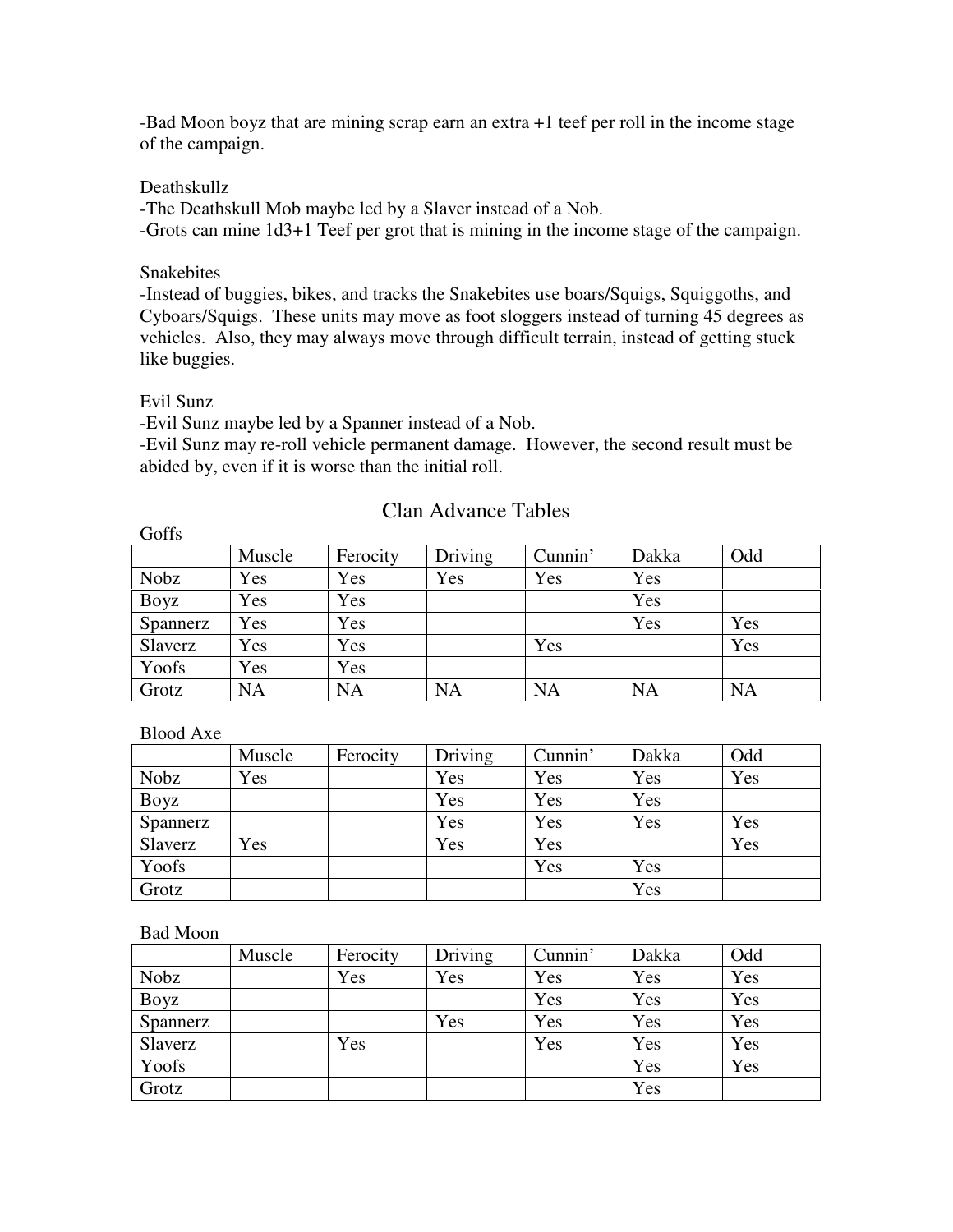-Bad Moon boyz that are mining scrap earn an extra +1 teef per roll in the income stage of the campaign.

Deathskullz

-The Deathskull Mob maybe led by a Slaver instead of a Nob.
-Grots can mine 1d3+1 Teef per grot that is mining in the income stage of the campaign.

Snakebites

-Instead of buggies, bikes, and tracks the Snakebites use boars/Squigs, Squiggoths, and Cyboars/Squigs. These units may move as foot sloggers instead of turning 45 degrees as vehicles. Also, they may always move through difficult terrain, instead of getting stuck like buggies.

Evil Sunz

-Evil Sunz maybe led by a Spanner instead of a Nob.
-Evil Sunz may re-roll vehicle permanent damage. However, the second result must be abided by, even if it is worse than the initial roll.

## Clan Advance Tables

Goffs

| | Muscle | Ferocity | Driving | Cunnin' | Dakka | Odd |
|---|---|---|---|---|---|---|
| Nobz | Yes | Yes | Yes | Yes | Yes | |
| Boyz | Yes | Yes | | | Yes | |
| Spannerz | Yes | Yes | | | Yes | Yes |
| Slaverz | Yes | Yes | | Yes | | Yes |
| Yoofs | Yes | Yes | | | | |
| Grotz | NA | NA | NA | NA | NA | NA |

Blood Axe

| | Muscle | Ferocity | Driving | Cunnin' | Dakka | Odd |
|---|---|---|---|---|---|---|
| Nobz | Yes | | Yes | Yes | Yes | Yes |
| Boyz | | | Yes | Yes | Yes | |
| Spannerz | | | Yes | Yes | Yes | Yes |
| Slaverz | Yes | | Yes | Yes | | Yes |
| Yoofs | | | | Yes | Yes | |
| Grotz | | | | | Yes | |

Bad Moon

| | Muscle | Ferocity | Driving | Cunnin' | Dakka | Odd |
|---|---|---|---|---|---|---|
| Nobz | | Yes | Yes | Yes | Yes | Yes |
| Boyz | | | | Yes | Yes | Yes |
| Spannerz | | | Yes | Yes | Yes | Yes |
| Slaverz | | Yes | | Yes | Yes | Yes |
| Yoofs | | | | | Yes | Yes |
| Grotz | | | | | Yes | |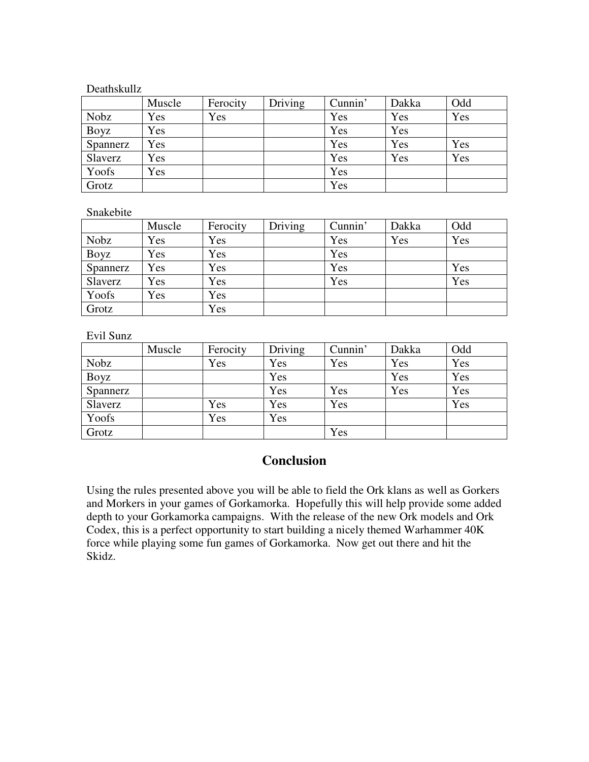Deathskullz

| | Muscle | Ferocity | Driving | Cunnin' | Dakka | Odd |
|---|---|---|---|---|---|---|
| Nobz | Yes | Yes | | Yes | Yes | Yes |
| Boyz | Yes | | | Yes | Yes | |
| Spannerz | Yes | | | Yes | Yes | Yes |
| Slaverz | Yes | | | Yes | Yes | Yes |
| Yoofs | Yes | | | Yes | | |
| Grotz | | | | Yes | | |

Snakebite

| | Muscle | Ferocity | Driving | Cunnin' | Dakka | Odd |
|---|---|---|---|---|---|---|
| Nobz | Yes | Yes | | Yes | Yes | Yes |
| Boyz | Yes | Yes | | Yes | | |
| Spannerz | Yes | Yes | | Yes | | Yes |
| Slaverz | Yes | Yes | | Yes | | Yes |
| Yoofs | Yes | Yes | | | | |
| Grotz | | Yes | | | | |

Evil Sunz

| | Muscle | Ferocity | Driving | Cunnin' | Dakka | Odd |
|---|---|---|---|---|---|---|
| Nobz | | Yes | Yes | Yes | Yes | Yes |
| Boyz | | | Yes | | Yes | Yes |
| Spannerz | | | Yes | Yes | Yes | Yes |
| Slaverz | | Yes | Yes | Yes | | Yes |
| Yoofs | | Yes | Yes | | | |
| Grotz | | | | Yes | | |

## Conclusion

Using the rules presented above you will be able to field the Ork klans as well as Gorkers and Morkers in your games of Gorkamorka. Hopefully this will help provide some added depth to your Gorkamorka campaigns. With the release of the new Ork models and Ork Codex, this is a perfect opportunity to start building a nicely themed Warhammer 40K force while playing some fun games of Gorkamorka. Now get out there and hit the Skidz.